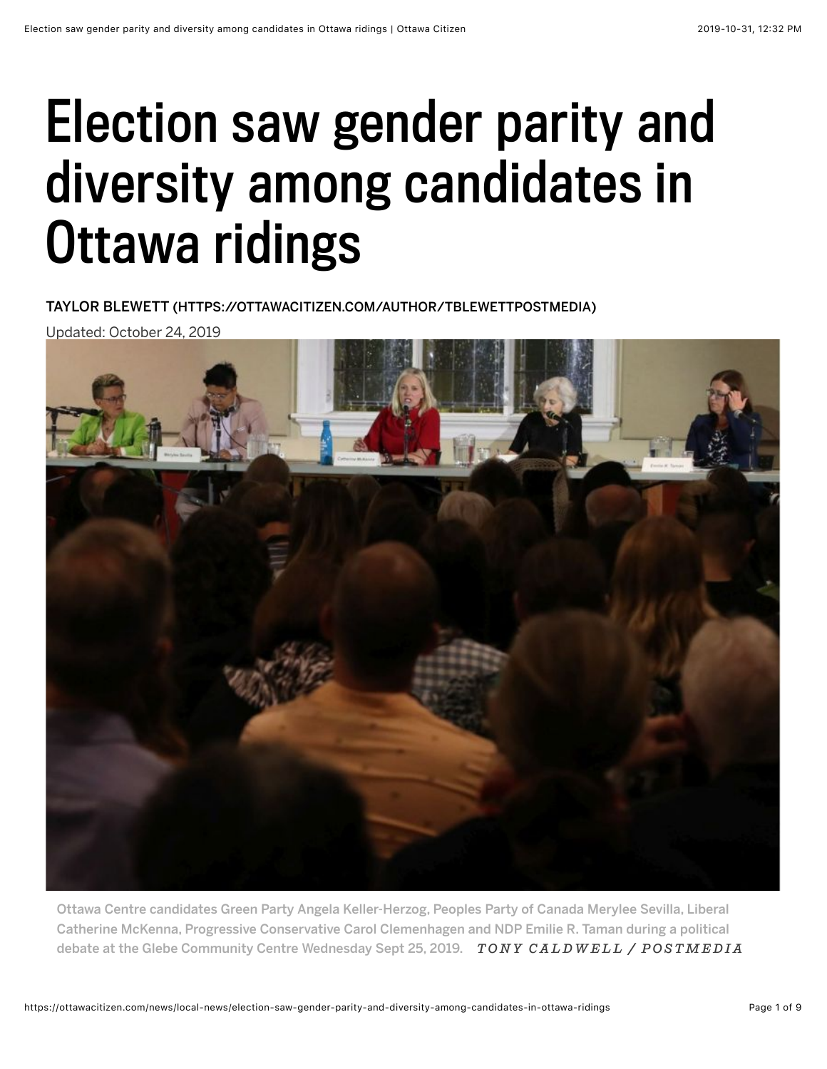# Election saw gender parity and diversity among candidates in Ottawa ridings

TAYLOR BLEWETT (HTTPS://OTTAWACITIZEN.COM/AUTHOR/TBLEWETTPOSTMEDIA)

Updated: October 24, 2019

Ottawa Centre candidates Green Party Angela Keller-Herzog, Peoples Party of Canada Merylee Sevilla, Liberal Catherine McKenna, Progressive Conservative Carol Clemenhagen and NDP Emilie R. Taman during a political debate at the Glebe Community Centre Wednesday Sept 25, 2019. *TONY CALDWELL / POSTMEDIA*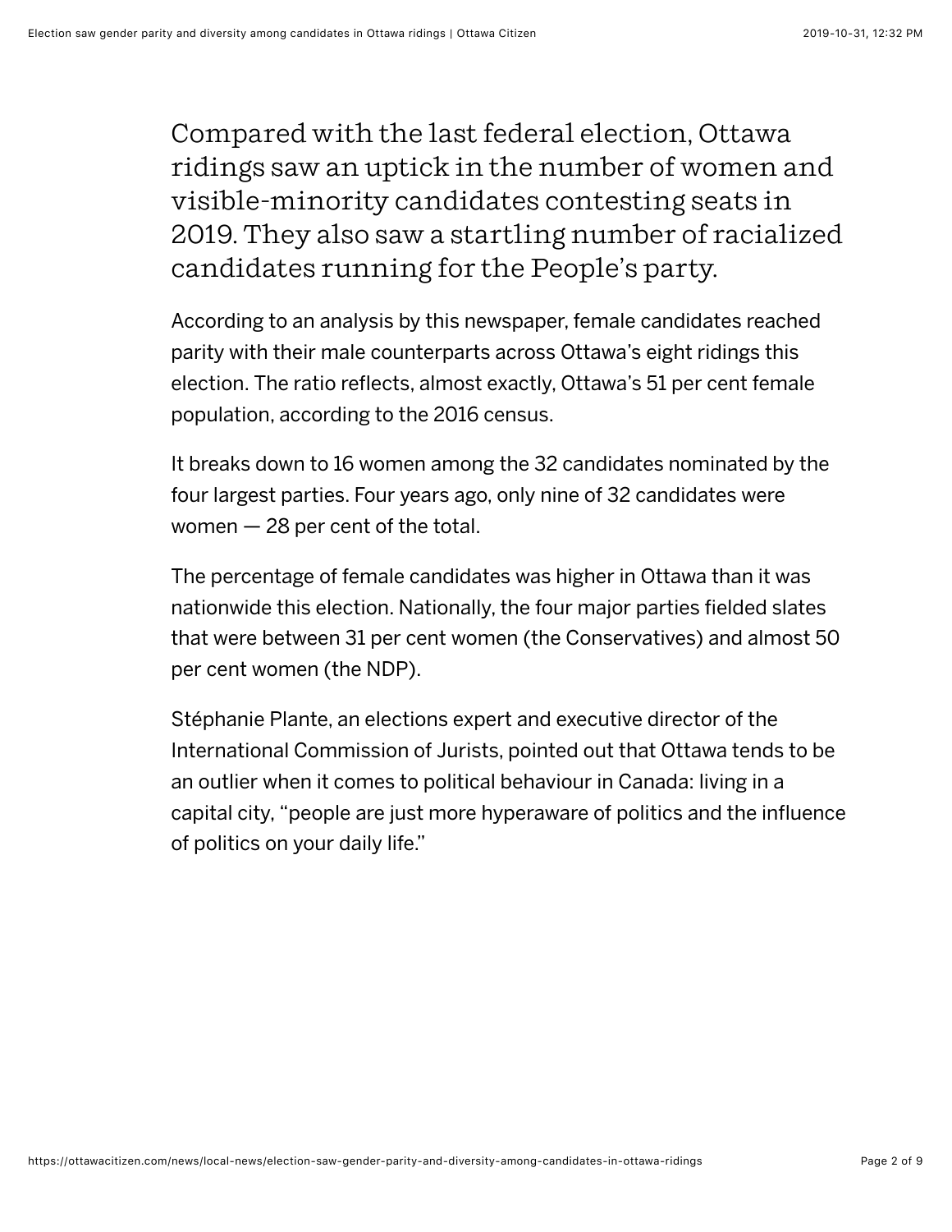Compared with the last federal election, Ottawa ridings saw an uptick in the number of women and visible-minority candidates contesting seats in 2019. They also saw a startling number of racialized candidates running for the People's party.

According to an analysis by this newspaper, female candidates reached parity with their male counterparts across Ottawa's eight ridings this election. The ratio reflects, almost exactly, Ottawa's 51 per cent female population, according to the 2016 census.

It breaks down to 16 women among the 32 candidates nominated by the four largest parties. Four years ago, only nine of 32 candidates were women — 28 per cent of the total.

The percentage of female candidates was higher in Ottawa than it was nationwide this election. Nationally, the four major parties fielded slates that were between 31 per cent women (the Conservatives) and almost 50 per cent women (the NDP).

Stéphanie Plante, an elections expert and executive director of the International Commission of Jurists, pointed out that Ottawa tends to be an outlier when it comes to political behaviour in Canada: living in a capital city, "people are just more hyperaware of politics and the influence of politics on your daily life."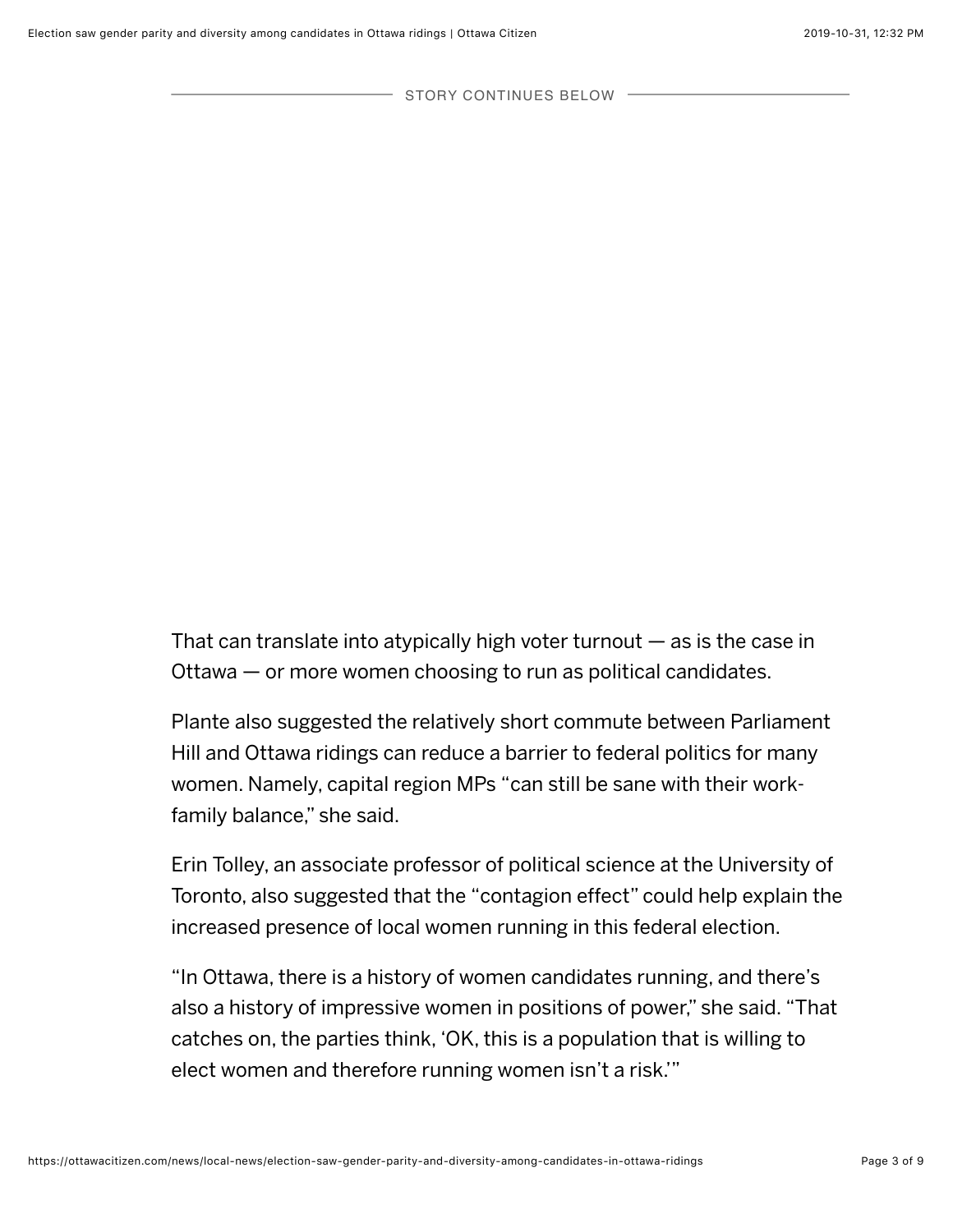That can translate into atypically high voter turnout — as is the case in Ottawa — or more women choosing to run as political candidates.

Plante also suggested the relatively short commute between Parliament Hill and Ottawa ridings can reduce a barrier to federal politics for many women. Namely, capital region MPs "can still be sane with their work-family balance," she said.

Erin Tolley, an associate professor of political science at the University of Toronto, also suggested that the "contagion effect" could help explain the increased presence of local women running in this federal election.

"In Ottawa, there is a history of women candidates running, and there's also a history of impressive women in positions of power," she said. "That catches on, the parties think, 'OK, this is a population that is willing to elect women and therefore running women isn't a risk.'"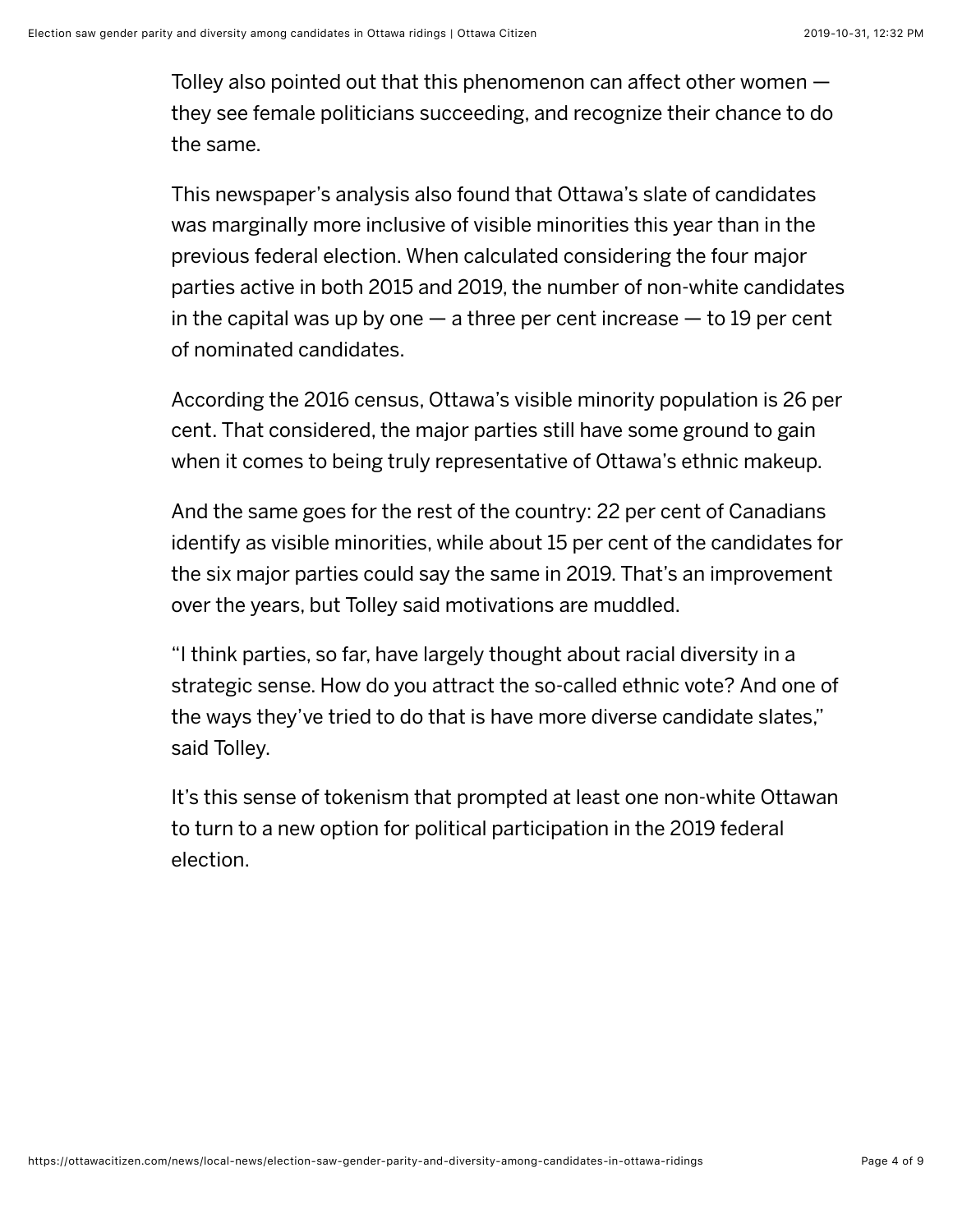Tolley also pointed out that this phenomenon can affect other women — they see female politicians succeeding, and recognize their chance to do the same.

This newspaper's analysis also found that Ottawa's slate of candidates was marginally more inclusive of visible minorities this year than in the previous federal election. When calculated considering the four major parties active in both 2015 and 2019, the number of non-white candidates in the capital was up by one — a three per cent increase — to 19 per cent of nominated candidates.

According the 2016 census, Ottawa's visible minority population is 26 per cent. That considered, the major parties still have some ground to gain when it comes to being truly representative of Ottawa's ethnic makeup.

And the same goes for the rest of the country: 22 per cent of Canadians identify as visible minorities, while about 15 per cent of the candidates for the six major parties could say the same in 2019. That's an improvement over the years, but Tolley said motivations are muddled.

"I think parties, so far, have largely thought about racial diversity in a strategic sense. How do you attract the so-called ethnic vote? And one of the ways they've tried to do that is have more diverse candidate slates," said Tolley.

It's this sense of tokenism that prompted at least one non-white Ottawan to turn to a new option for political participation in the 2019 federal election.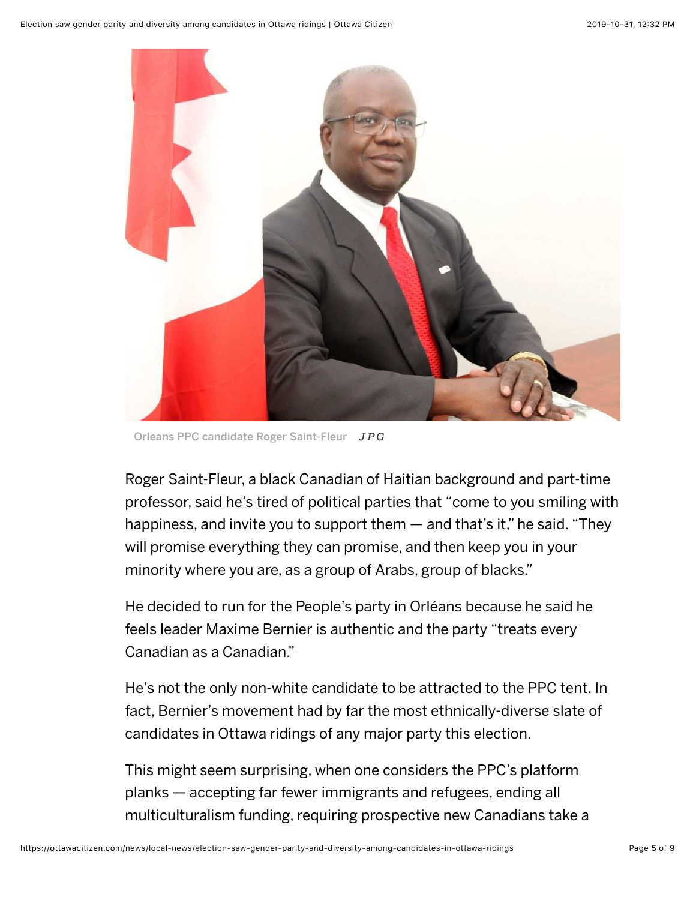Orleans PPC candidate Roger Saint-Fleur *JPG*

Roger Saint-Fleur, a black Canadian of Haitian background and part-time professor, said he's tired of political parties that "come to you smiling with happiness, and invite you to support them — and that's it," he said. "They will promise everything they can promise, and then keep you in your minority where you are, as a group of Arabs, group of blacks."

He decided to run for the People's party in Orléans because he said he feels leader Maxime Bernier is authentic and the party "treats every Canadian as a Canadian."

He's not the only non-white candidate to be attracted to the PPC tent. In fact, Bernier's movement had by far the most ethnically-diverse slate of candidates in Ottawa ridings of any major party this election.

This might seem surprising, when one considers the PPC's platform planks — accepting far fewer immigrants and refugees, ending all multiculturalism funding, requiring prospective new Canadians take a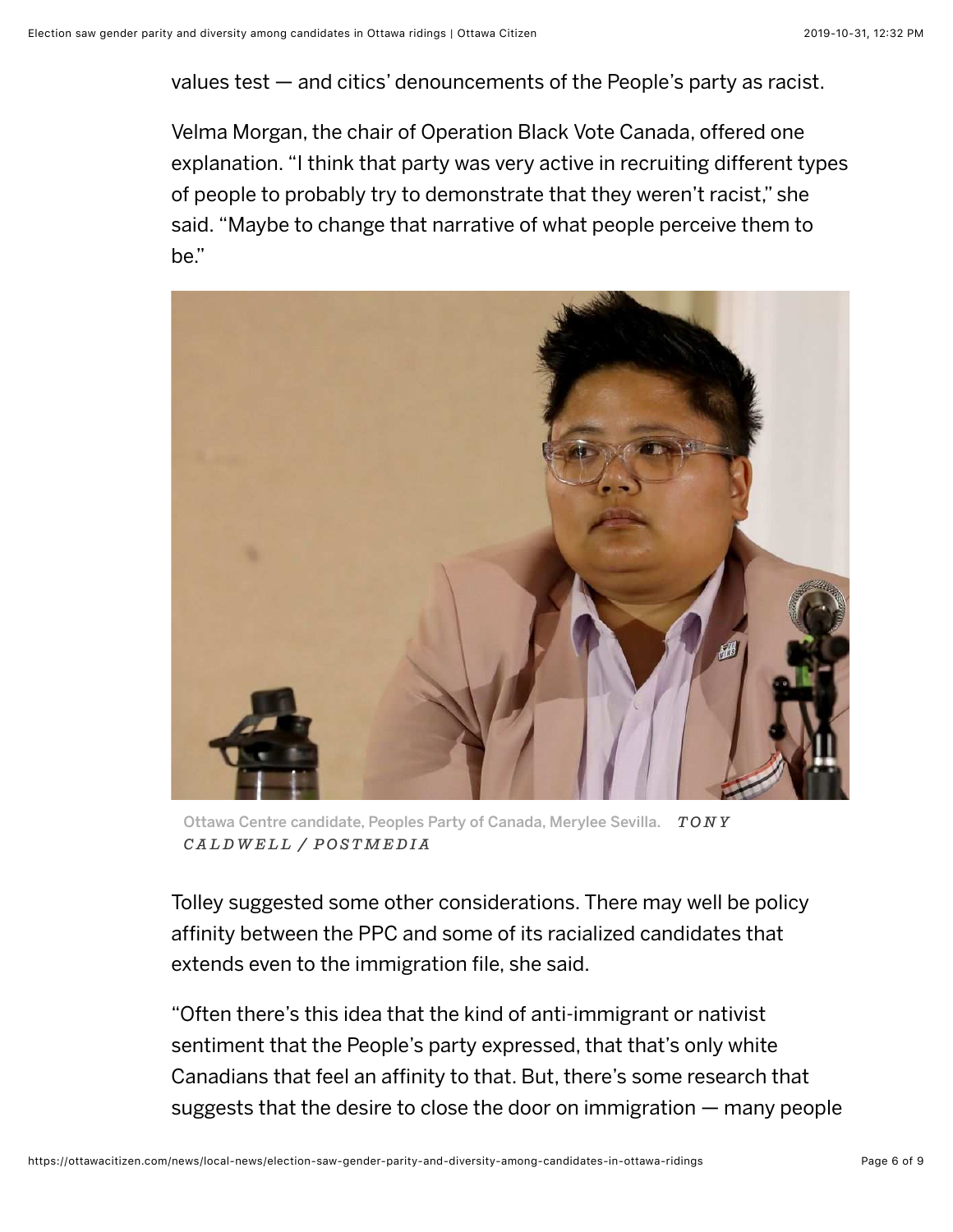values test — and citics' denouncements of the People's party as racist.

Velma Morgan, the chair of Operation Black Vote Canada, offered one explanation. "I think that party was very active in recruiting different types of people to probably try to demonstrate that they weren't racist," she said. "Maybe to change that narrative of what people perceive them to be."

Ottawa Centre candidate, Peoples Party of Canada, Merylee Sevilla. *TONY CALDWELL / POSTMEDIA*

Tolley suggested some other considerations. There may well be policy affinity between the PPC and some of its racialized candidates that extends even to the immigration file, she said.

"Often there's this idea that the kind of anti-immigrant or nativist sentiment that the People's party expressed, that that's only white Canadians that feel an affinity to that. But, there's some research that suggests that the desire to close the door on immigration — many people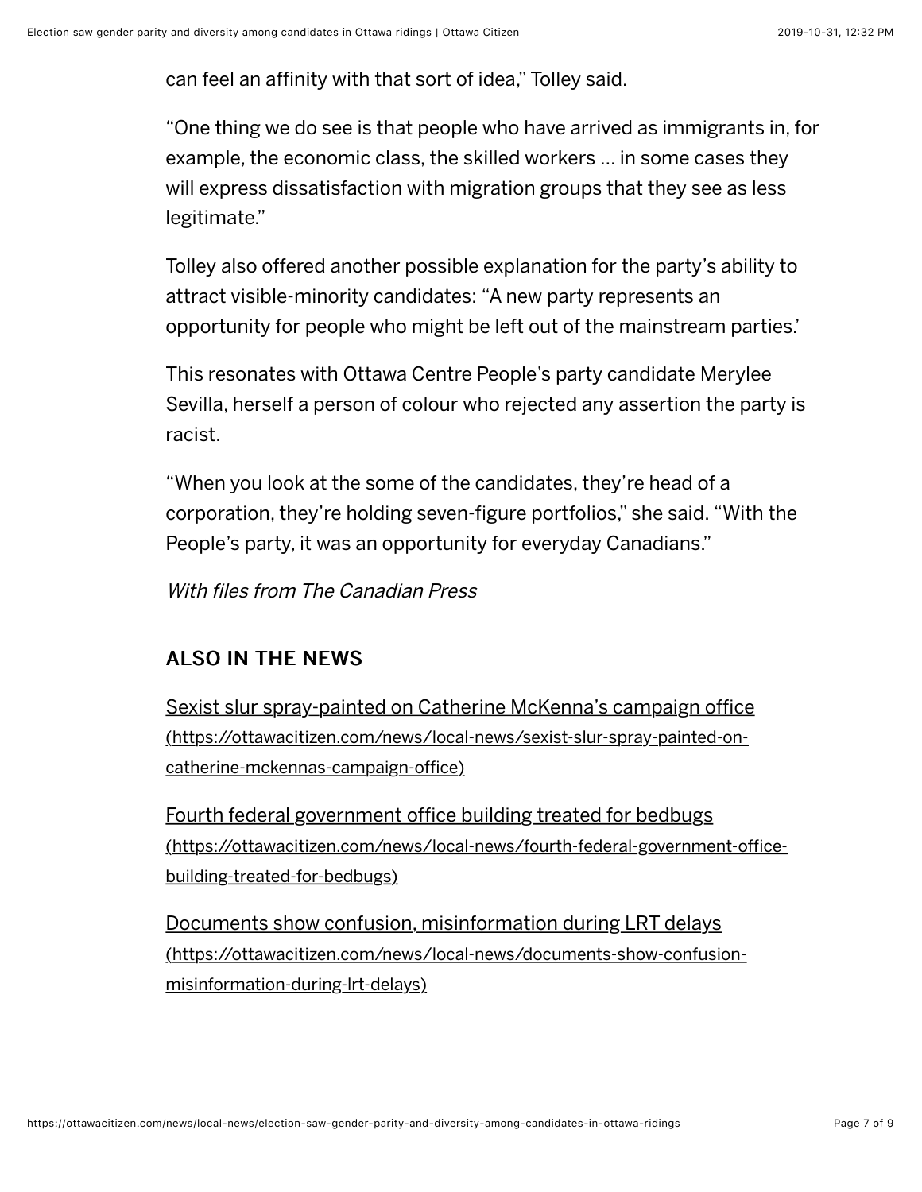can feel an affinity with that sort of idea," Tolley said.

"One thing we do see is that people who have arrived as immigrants in, for example, the economic class, the skilled workers … in some cases they will express dissatisfaction with migration groups that they see as less legitimate."

Tolley also offered another possible explanation for the party's ability to attract visible-minority candidates: "A new party represents an opportunity for people who might be left out of the mainstream parties.'

This resonates with Ottawa Centre People's party candidate Merylee Sevilla, herself a person of colour who rejected any assertion the party is racist.

"When you look at the some of the candidates, they're head of a corporation, they're holding seven-figure portfolios," she said. "With the People's party, it was an opportunity for everyday Canadians."

*With files from The Canadian Press*

## ALSO IN THE NEWS

Sexist slur spray-painted on Catherine McKenna's campaign office (https://ottawacitizen.com/news/local-news/sexist-slur-spray-painted-on-catherine-mckennas-campaign-office)

Fourth federal government office building treated for bedbugs (https://ottawacitizen.com/news/local-news/fourth-federal-government-office-building-treated-for-bedbugs)

Documents show confusion, misinformation during LRT delays (https://ottawacitizen.com/news/local-news/documents-show-confusion-misinformation-during-lrt-delays)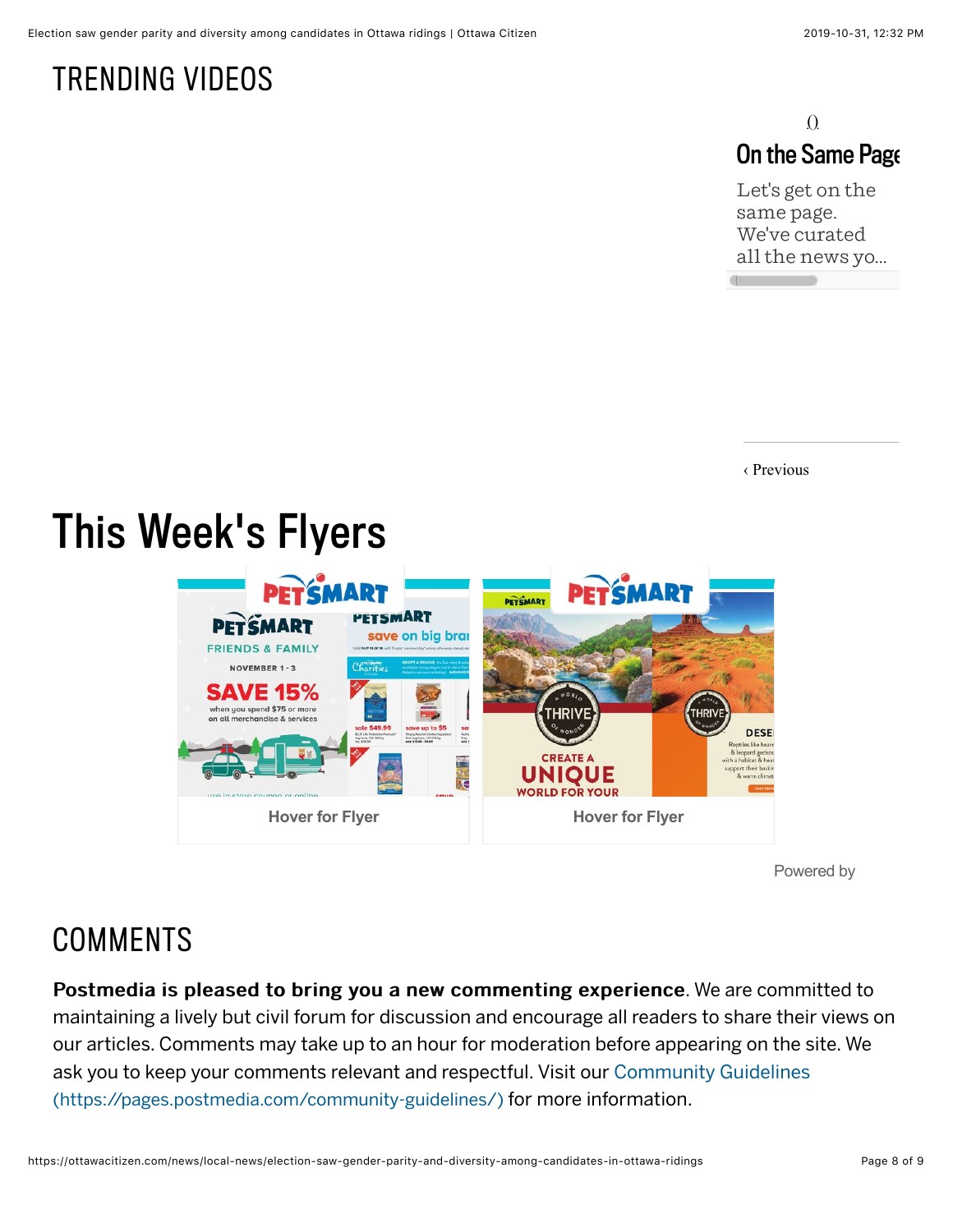## TRENDING VIDEOS

On the Same Page

Let's get on the same page. We've curated all the news yo...

‹ Previous

# This Week's Flyers

Hover for Flyer

Hover for Flyer

Powered by

## COMMENTS

**Postmedia is pleased to bring you a new commenting experience**. We are committed to maintaining a lively but civil forum for discussion and encourage all readers to share their views on our articles. Comments may take up to an hour for moderation before appearing on the site. We ask you to keep your comments relevant and respectful. Visit our Community Guidelines (https://pages.postmedia.com/community-guidelines/) for more information.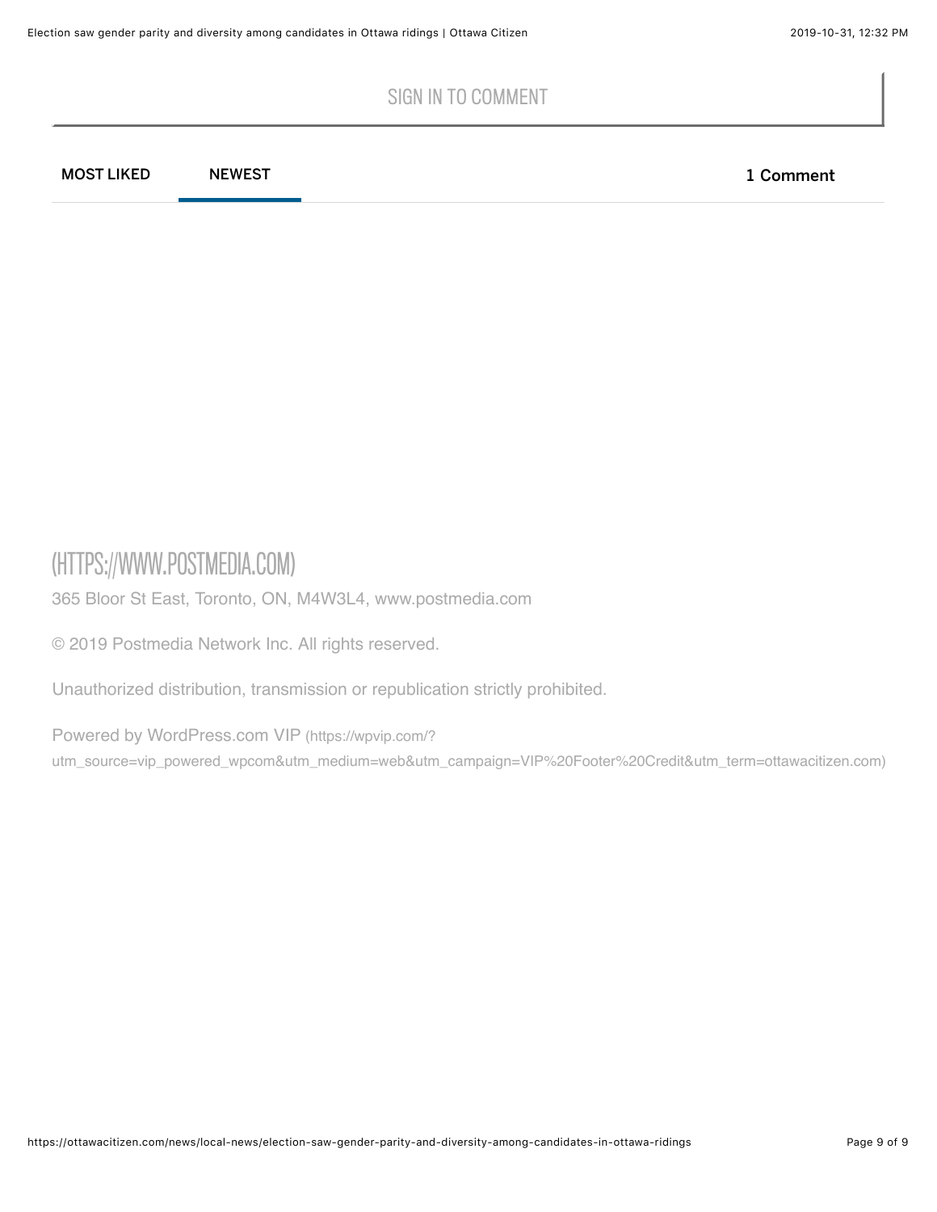SIGN IN TO COMMENT

MOST LIKED NEWEST 1 Comment

(HTTPS://WWW.POSTMEDIA.COM)

365 Bloor St East, Toronto, ON, M4W3L4, www.postmedia.com

© 2019 Postmedia Network Inc. All rights reserved.

Unauthorized distribution, transmission or republication strictly prohibited.

Powered by WordPress.com VIP (https://wpvip.com/?utm_source=vip_powered_wpcom&utm_medium=web&utm_campaign=VIP%20Footer%20Credit&utm_term=ottawacitizen.com)